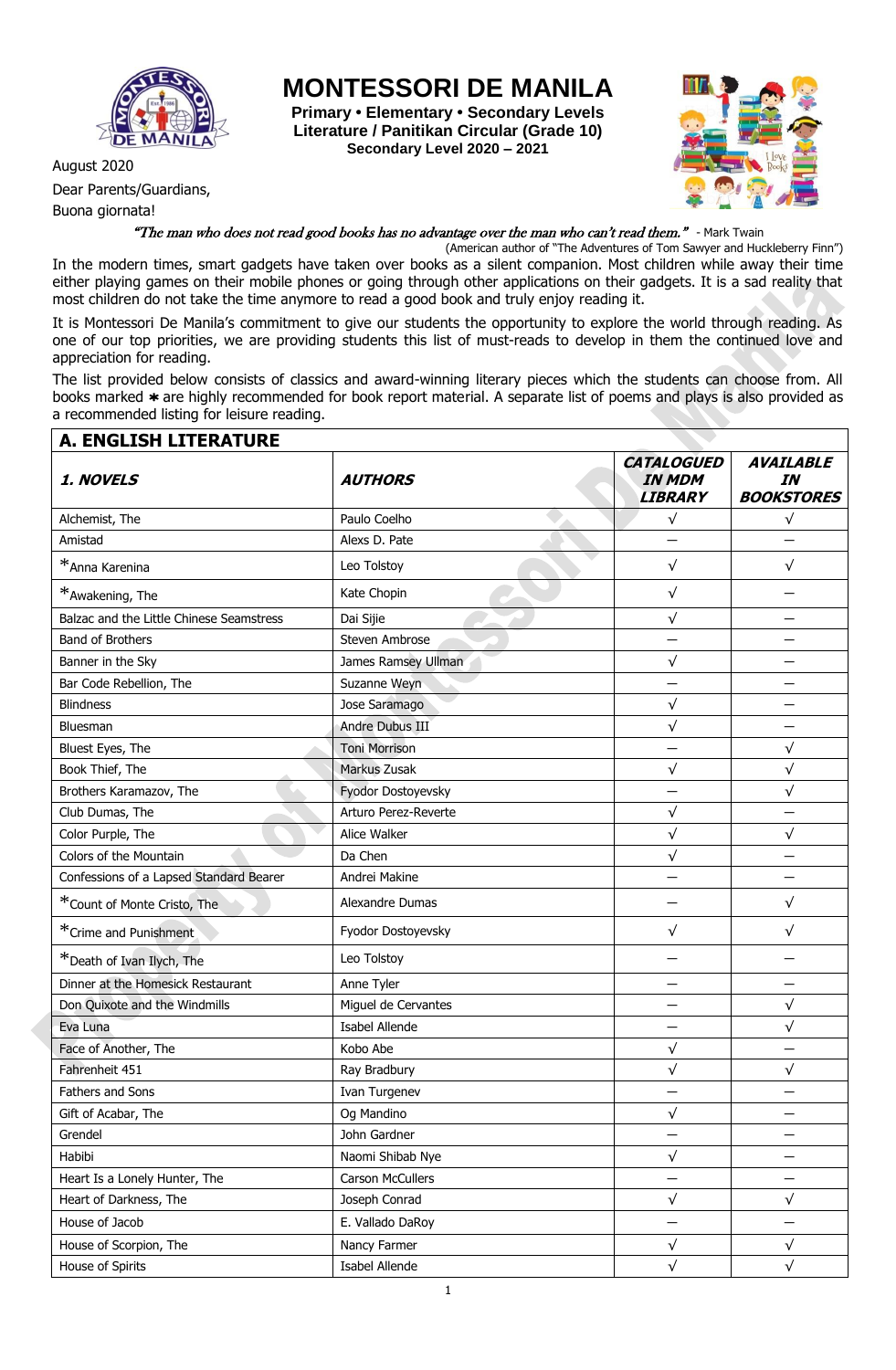# MONTESSORI DE MANILA

**Primary • Elementary • Secondary Levels**
**Literature / Panitikan Circular (Grade 10)**
**Secondary Level 2020 – 2021**

August 2020

Dear Parents/Guardians,

Buona giornata!

*"The man who does not read good books has no advantage over the man who can't read them."* - Mark Twain
(American author of "The Adventures of Tom Sawyer and Huckleberry Finn")

In the modern times, smart gadgets have taken over books as a silent companion. Most children while away their time either playing games on their mobile phones or going through other applications on their gadgets. It is a sad reality that most children do not take the time anymore to read a good book and truly enjoy reading it.

It is Montessori De Manila's commitment to give our students the opportunity to explore the world through reading. As one of our top priorities, we are providing students this list of must-reads to develop in them the continued love and appreciation for reading.

The list provided below consists of classics and award-winning literary pieces which the students can choose from. All books marked ✱ are highly recommended for book report material. A separate list of poems and plays is also provided as a recommended listing for leisure reading.

## A. ENGLISH LITERATURE

| *1. NOVELS* | *AUTHORS* | *CATALOGUED IN MDM LIBRARY* | *AVAILABLE IN BOOKSTORES* |
|---|---|---|---|
| Alchemist, The | Paulo Coelho | √ | √ |
| Amistad | Alexs D. Pate | — | — |
| *Anna Karenina | Leo Tolstoy | √ | √ |
| *Awakening, The | Kate Chopin | √ | — |
| Balzac and the Little Chinese Seamstress | Dai Sijie | √ | — |
| Band of Brothers | Steven Ambrose | — | — |
| Banner in the Sky | James Ramsey Ullman | √ | — |
| Bar Code Rebellion, The | Suzanne Weyn | — | — |
| Blindness | Jose Saramago | √ | — |
| Bluesman | Andre Dubus III | √ | — |
| Bluest Eyes, The | Toni Morrison | — | √ |
| Book Thief, The | Markus Zusak | √ | √ |
| Brothers Karamazov, The | Fyodor Dostoyevsky | — | √ |
| Club Dumas, The | Arturo Perez-Reverte | √ | — |
| Color Purple, The | Alice Walker | √ | √ |
| Colors of the Mountain | Da Chen | √ | — |
| Confessions of a Lapsed Standard Bearer | Andrei Makine | — | — |
| *Count of Monte Cristo, The | Alexandre Dumas | — | √ |
| *Crime and Punishment | Fyodor Dostoyevsky | √ | √ |
| *Death of Ivan Ilych, The | Leo Tolstoy | — | — |
| Dinner at the Homesick Restaurant | Anne Tyler | — | — |
| Don Quixote and the Windmills | Miguel de Cervantes | — | √ |
| Eva Luna | Isabel Allende | — | √ |
| Face of Another, The | Kobo Abe | √ | — |
| Fahrenheit 451 | Ray Bradbury | √ | √ |
| Fathers and Sons | Ivan Turgenev | — | — |
| Gift of Acabar, The | Og Mandino | √ | — |
| Grendel | John Gardner | — | — |
| Habibi | Naomi Shibab Nye | √ | — |
| Heart Is a Lonely Hunter, The | Carson McCullers | — | — |
| Heart of Darkness, The | Joseph Conrad | √ | √ |
| House of Jacob | E. Vallado DaRoy | — | — |
| House of Scorpion, The | Nancy Farmer | √ | √ |
| House of Spirits | Isabel Allende | √ | √ |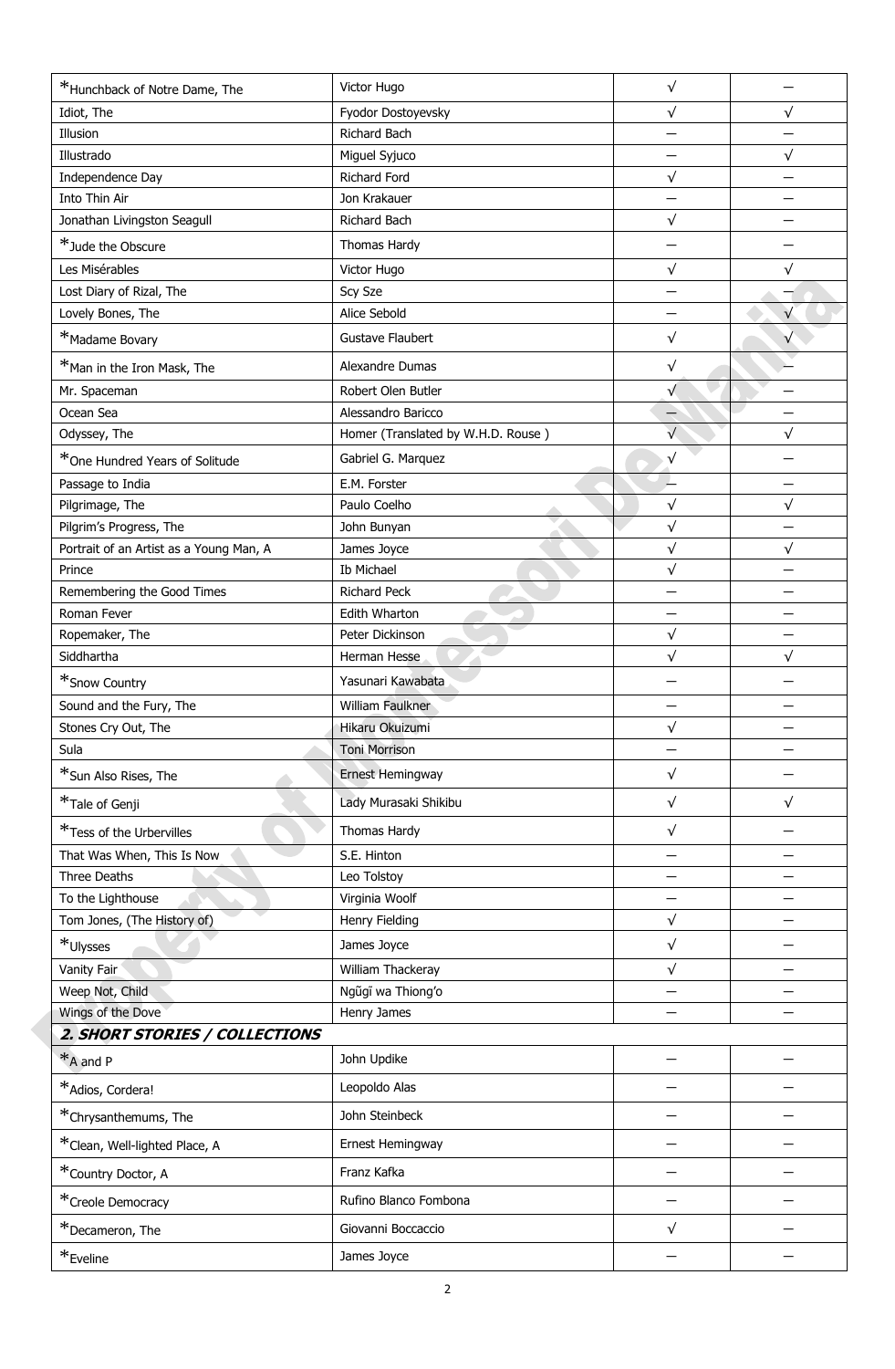| | | | |
|---|---|---|---|
| *Hunchback of Notre Dame, The | Victor Hugo | √ | — |
| Idiot, The | Fyodor Dostoyevsky | √ | √ |
| Illusion | Richard Bach | — | — |
| Illustrado | Miguel Syjuco | — | √ |
| Independence Day | Richard Ford | √ | — |
| Into Thin Air | Jon Krakauer | — | — |
| Jonathan Livingston Seagull | Richard Bach | √ | — |
| *Jude the Obscure | Thomas Hardy | — | — |
| Les Misérables | Victor Hugo | √ | √ |
| Lost Diary of Rizal, The | Scy Sze | — | — |
| Lovely Bones, The | Alice Sebold | — | √ |
| *Madame Bovary | Gustave Flaubert | √ | √ |
| *Man in the Iron Mask, The | Alexandre Dumas | √ | — |
| Mr. Spaceman | Robert Olen Butler | √ | — |
| Ocean Sea | Alessandro Baricco | — | — |
| Odyssey, The | Homer (Translated by W.H.D. Rouse ) | √ | √ |
| *One Hundred Years of Solitude | Gabriel G. Marquez | √ | — |
| Passage to India | E.M. Forster | — | — |
| Pilgrimage, The | Paulo Coelho | √ | √ |
| Pilgrim's Progress, The | John Bunyan | √ | — |
| Portrait of an Artist as a Young Man, A | James Joyce | √ | √ |
| Prince | Ib Michael | √ | — |
| Remembering the Good Times | Richard Peck | — | — |
| Roman Fever | Edith Wharton | — | — |
| Ropemaker, The | Peter Dickinson | √ | — |
| Siddhartha | Herman Hesse | √ | √ |
| *Snow Country | Yasunari Kawabata | — | — |
| Sound and the Fury, The | William Faulkner | — | — |
| Stones Cry Out, The | Hikaru Okuizumi | √ | — |
| Sula | Toni Morrison | — | — |
| *Sun Also Rises, The | Ernest Hemingway | √ | — |
| *Tale of Genji | Lady Murasaki Shikibu | √ | √ |
| *Tess of the Urbervilles | Thomas Hardy | √ | — |
| That Was When, This Is Now | S.E. Hinton | — | — |
| Three Deaths | Leo Tolstoy | — | — |
| To the Lighthouse | Virginia Woolf | — | — |
| Tom Jones, (The History of) | Henry Fielding | √ | — |
| *Ulysses | James Joyce | √ | — |
| Vanity Fair | William Thackeray | √ | — |
| Weep Not, Child | Ngũgĩ wa Thiong'o | — | — |
| Wings of the Dove | Henry James | — | — |
| ***2. SHORT STORIES / COLLECTIONS*** | | | |
| *A and P | John Updike | — | — |
| *Adios, Cordera! | Leopoldo Alas | — | — |
| *Chrysanthemums, The | John Steinbeck | — | — |
| *Clean, Well-lighted Place, A | Ernest Hemingway | — | — |
| *Country Doctor, A | Franz Kafka | — | — |
| *Creole Democracy | Rufino Blanco Fombona | — | — |
| *Decameron, The | Giovanni Boccaccio | √ | — |
| *Eveline | James Joyce | — | — |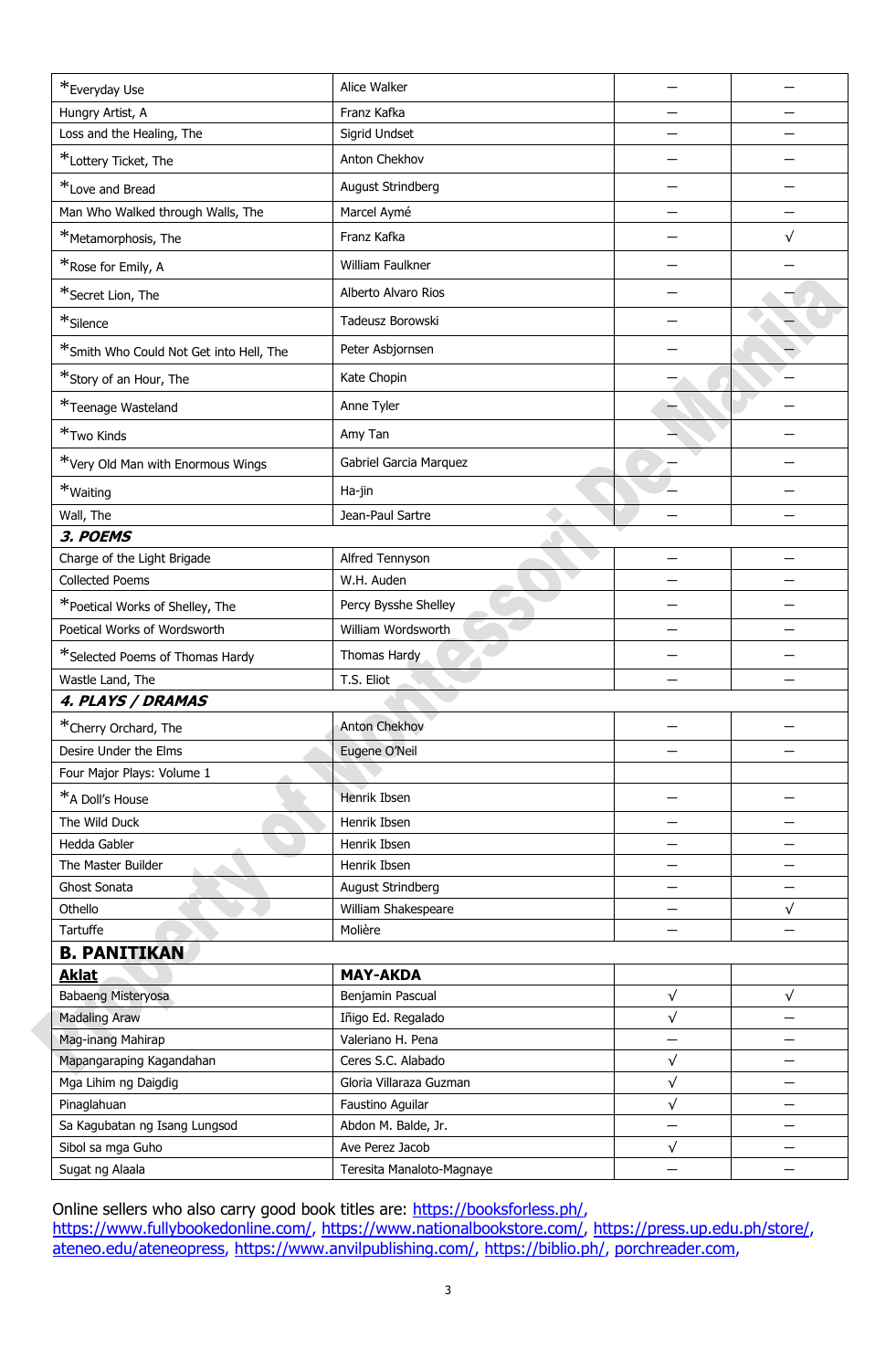| | | | |
|---|---|---|---|
| *Everyday Use | Alice Walker | — | — |
| Hungry Artist, A | Franz Kafka | — | — |
| Loss and the Healing, The | Sigrid Undset | — | — |
| *Lottery Ticket, The | Anton Chekhov | — | — |
| *Love and Bread | August Strindberg | — | — |
| Man Who Walked through Walls, The | Marcel Aymé | — | — |
| *Metamorphosis, The | Franz Kafka | — | √ |
| *Rose for Emily, A | William Faulkner | — | — |
| *Secret Lion, The | Alberto Alvaro Rios | — | — |
| *Silence | Tadeusz Borowski | — | — |
| *Smith Who Could Not Get into Hell, The | Peter Asbjornsen | — | — |
| *Story of an Hour, The | Kate Chopin | — | — |
| *Teenage Wasteland | Anne Tyler | — | — |
| *Two Kinds | Amy Tan | — | — |
| *Very Old Man with Enormous Wings | Gabriel Garcia Marquez | — | — |
| *Waiting | Ha-jin | — | — |
| Wall, The | Jean-Paul Sartre | — | — |
| ***3. POEMS*** | | | |
| Charge of the Light Brigade | Alfred Tennyson | — | — |
| Collected Poems | W.H. Auden | — | — |
| *Poetical Works of Shelley, The | Percy Bysshe Shelley | — | — |
| Poetical Works of Wordsworth | William Wordsworth | — | — |
| *Selected Poems of Thomas Hardy | Thomas Hardy | — | — |
| Wastle Land, The | T.S. Eliot | — | — |
| ***4. PLAYS / DRAMAS*** | | | |
| *Cherry Orchard, The | Anton Chekhov | — | — |
| Desire Under the Elms | Eugene O'Neil | — | — |
| Four Major Plays: Volume 1 | | | |
| *A Doll's House | Henrik Ibsen | — | — |
| The Wild Duck | Henrik Ibsen | — | — |
| Hedda Gabler | Henrik Ibsen | — | — |
| The Master Builder | Henrik Ibsen | — | — |
| Ghost Sonata | August Strindberg | — | — |
| Othello | William Shakespeare | — | √ |
| Tartuffe | Molière | — | — |
| **B. PANITIKAN** | | | |
| **Aklat** | **MAY-AKDA** | | |
| Babaeng Misteryosa | Benjamin Pascual | √ | √ |
| Madaling Araw | Iñigo Ed. Regalado | √ | — |
| Mag-inang Mahirap | Valeriano H. Pena | — | — |
| Mapangaraping Kagandahan | Ceres S.C. Alabado | √ | — |
| Mga Lihim ng Daigdig | Gloria Villaraza Guzman | √ | — |
| Pinaglahuan | Faustino Aguilar | √ | — |
| Sa Kagubatan ng Isang Lungsod | Abdon M. Balde, Jr. | — | — |
| Sibol sa mga Guho | Ave Perez Jacob | √ | — |
| Sugat ng Alaala | Teresita Manaloto-Magnaye | — | — |

Online sellers who also carry good book titles are: https://booksforless.ph/, https://www.fullybookedonline.com/, https://www.nationalbookstore.com/, https://press.up.edu.ph/store/, ateneo.edu/ateneopress, https://www.anvilpublishing.com/, https://biblio.ph/, porchreader.com,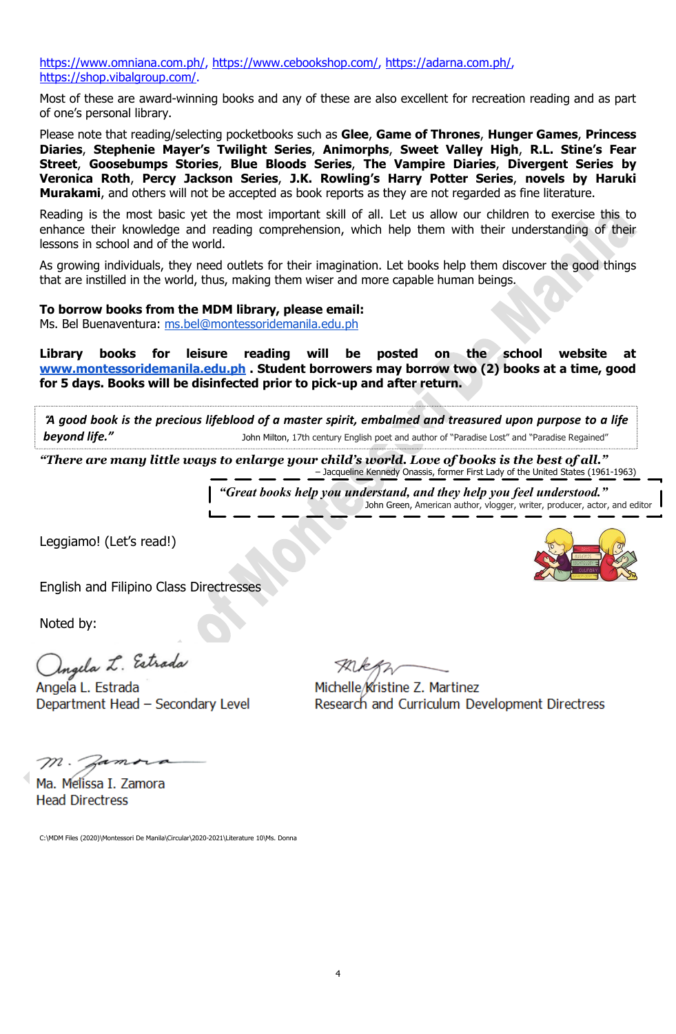https://www.omniana.com.ph/, https://www.cebookshop.com/, https://adarna.com.ph/, https://shop.vibalgroup.com/.

Most of these are award-winning books and any of these are also excellent for recreation reading and as part of one's personal library.

Please note that reading/selecting pocketbooks such as **Glee**, **Game of Thrones**, **Hunger Games**, **Princess Diaries**, **Stephenie Mayer's Twilight Series**, **Animorphs**, **Sweet Valley High**, **R.L. Stine's Fear Street**, **Goosebumps Stories**, **Blue Bloods Series**, **The Vampire Diaries**, **Divergent Series by Veronica Roth**, **Percy Jackson Series**, **J.K. Rowling's Harry Potter Series**, **novels by Haruki Murakami**, and others will not be accepted as book reports as they are not regarded as fine literature.

Reading is the most basic yet the most important skill of all. Let us allow our children to exercise this to enhance their knowledge and reading comprehension, which help them with their understanding of their lessons in school and of the world.

As growing individuals, they need outlets for their imagination. Let books help them discover the good things that are instilled in the world, thus, making them wiser and more capable human beings.

**To borrow books from the MDM library, please email:**
Ms. Bel Buenaventura: ms.bel@montessoridemanila.edu.ph

**Library books for leisure reading will be posted on the school website at www.montessoridemanila.edu.ph . Student borrowers may borrow two (2) books at a time, good for 5 days. Books will be disinfected prior to pick-up and after return.**

***"A good book is the precious lifeblood of a master spirit, embalmed and treasured upon purpose to a life beyond life."*** John Milton, 17th century English poet and author of "Paradise Lost" and "Paradise Regained"

***"There are many little ways to enlarge your child's world. Love of books is the best of all."*** – Jacqueline Kennedy Onassis, former First Lady of the United States (1961-1963)

***"Great books help you understand, and they help you feel understood."*** John Green, American author, vlogger, writer, producer, actor, and editor

Leggiamo! (Let's read!)

English and Filipino Class Directresses

Noted by:

Angela L. Estrada
Department Head – Secondary Level

Michelle Kristine Z. Martinez
Research and Curriculum Development Directress

Ma. Melissa I. Zamora
Head Directress

C:\MDM Files (2020)\Montessori De Manila\Circular\2020-2021\Literature 10\Ms. Donna